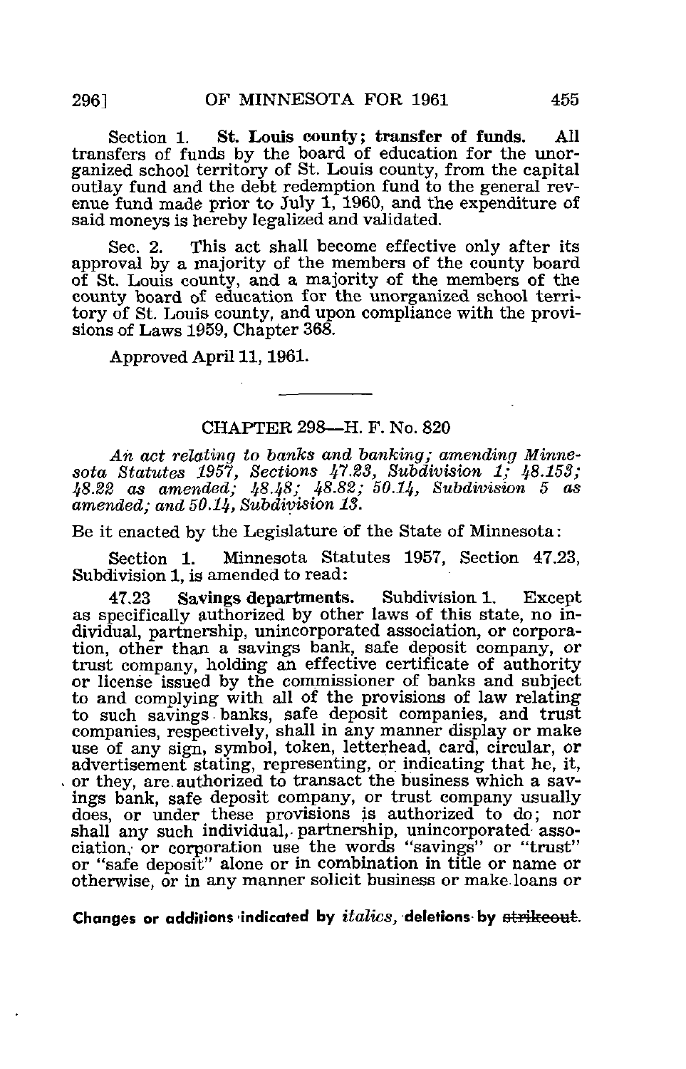Section 1. **St. Louis county; transfer of funds.** All transfers of funds by the board of education for the unorganized school territory of St. Louis county, from the capital outlay fund and the debt redemption fund to the general revenue fund made prior to July 1, 1960, and the expenditure of said moneys is hereby legalized and validated.

Sec. 2. This act shall become effective only after its approval by a majority of the members of the county board of St. Louis county, and a majority of the members of the county board of education for the unorganized school territory of St. Louis county, and upon compliance with the provisions of Laws 1959, Chapter 368.

Approved April 11, 1961.

---

## CHAPTER 298—H. F. No. 820

*An act relating to banks and banking; amending Minnesota Statutes 1957, Sections 47.23, Subdivision 1; 48.153; 48.22 as amended; 48.48; 48.82; 50.14, Subdivision 5 as amended; and 50.14, Subdivision 13.*

Be it enacted by the Legislature of the State of Minnesota:

Section 1. Minnesota Statutes 1957, Section 47.23, Subdivision 1, is amended to read:

47.23 **Savings departments.** Subdivision 1. Except as specifically authorized by other laws of this state, no individual, partnership, unincorporated association, or corporation, other than a savings bank, safe deposit company, or trust company, holding an effective certificate of authority or license issued by the commissioner of banks and subject to and complying with all of the provisions of law relating to such savings banks, safe deposit companies, and trust companies, respectively, shall in any manner display or make use of any sign, symbol, token, letterhead, card, circular, or advertisement stating, representing, or indicating that he, it, or they, are authorized to transact the business which a savings bank, safe deposit company, or trust company usually does, or under these provisions is authorized to do; nor shall any such individual, partnership, unincorporated association, or corporation use the words "savings" or "trust" or "safe deposit" alone or in combination in title or name or otherwise, or in any manner solicit business or make loans or

Changes or additions indicated by *italics*, deletions by ~~strikeout~~.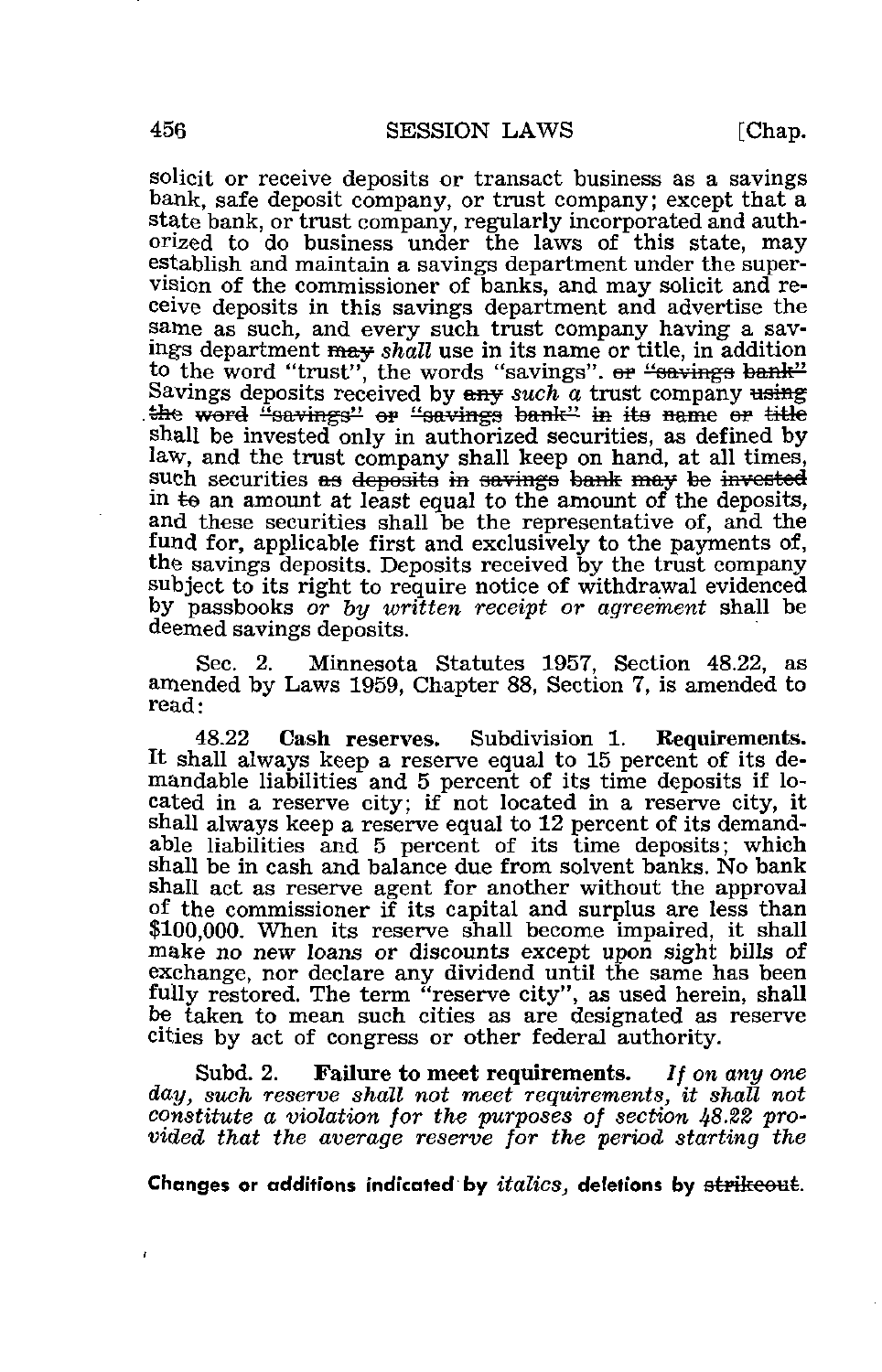solicit or receive deposits or transact business as a savings bank, safe deposit company, or trust company; except that a state bank, or trust company, regularly incorporated and authorized to do business under the laws of this state, may establish and maintain a savings department under the supervision of the commissioner of banks, and may solicit and receive deposits in this savings department and advertise the same as such, and every such trust company having a savings department ~~may~~ *shall* use in its name or title, in addition to the word "trust", the words "savings". ~~or "savings bank"~~ Savings deposits received by ~~any~~ *such a* trust company ~~using the word "savings" or "savings bank" in its name or title~~ shall be invested only in authorized securities, as defined by law, and the trust company shall keep on hand, at all times, such securities ~~as deposits in savings bank may be invested~~ in ~~to~~ an amount at least equal to the amount of the deposits, and these securities shall be the representative of, and the fund for, applicable first and exclusively to the payments of, the savings deposits. Deposits received by the trust company subject to its right to require notice of withdrawal evidenced by passbooks *or by written receipt or agreement* shall be deemed savings deposits.

Sec. 2. Minnesota Statutes 1957, Section 48.22, as amended by Laws 1959, Chapter 88, Section 7, is amended to read:

48.22 **Cash reserves.** Subdivision 1. **Requirements.** It shall always keep a reserve equal to 15 percent of its demandable liabilities and 5 percent of its time deposits if located in a reserve city; if not located in a reserve city, it shall always keep a reserve equal to 12 percent of its demandable liabilities and 5 percent of its time deposits; which shall be in cash and balance due from solvent banks. No bank shall act as reserve agent for another without the approval of the commissioner if its capital and surplus are less than $100,000. When its reserve shall become impaired, it shall make no new loans or discounts except upon sight bills of exchange, nor declare any dividend until the same has been fully restored. The term "reserve city", as used herein, shall be taken to mean such cities as are designated as reserve cities by act of congress or other federal authority.

Subd. 2. **Failure to meet requirements.** *If on any one day, such reserve shall not meet requirements, it shall not constitute a violation for the purposes of section 48.22 provided that the average reserve for the period starting the*

**Changes or additions indicated by *italics*, deletions by ~~strikeout~~.**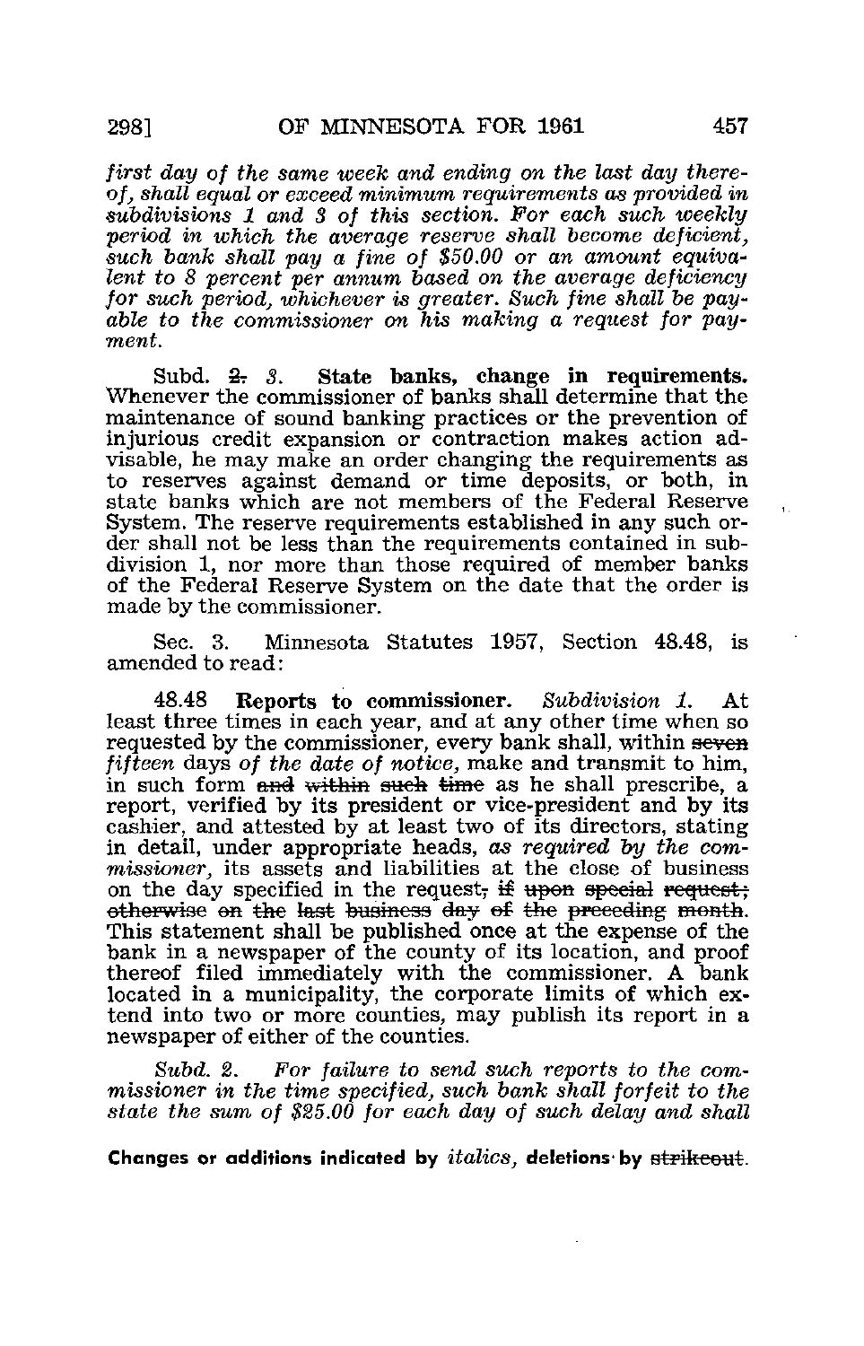*first day of the same week and ending on the last day thereof, shall equal or exceed minimum requirements as provided in subdivisions 1 and 3 of this section. For each such weekly period in which the average reserve shall become deficient, such bank shall pay a fine of $50.00 or an amount equivalent to 8 percent per annum based on the average deficiency for such period, whichever is greater. Such fine shall be payable to the commissioner on his making a request for payment.*

Subd. ~~2.~~ *3.* **State banks, change in requirements.** Whenever the commissioner of banks shall determine that the maintenance of sound banking practices or the prevention of injurious credit expansion or contraction makes action advisable, he may make an order changing the requirements as to reserves against demand or time deposits, or both, in state banks which are not members of the Federal Reserve System. The reserve requirements established in any such order shall not be less than the requirements contained in subdivision 1, nor more than those required of member banks of the Federal Reserve System on the date that the order is made by the commissioner.

Sec. 3. Minnesota Statutes 1957, Section 48.48, is amended to read:

48.48 **Reports to commissioner.** *Subdivision 1.* At least three times in each year, and at any other time when so requested by the commissioner, every bank shall, within ~~seven~~ *fifteen* days *of the date of notice,* make and transmit to him, in such form ~~and within such time~~ as he shall prescribe, a report, verified by its president or vice-president and by its cashier, and attested by at least two of its directors, stating in detail, under appropriate heads, *as required by the commissioner,* its assets and liabilities at the close of business on the day specified in the request~~, if upon special request; otherwise on the last business day of the preceding month~~. This statement shall be published once at the expense of the bank in a newspaper of the county of its location, and proof thereof filed immediately with the commissioner. A bank located in a municipality, the corporate limits of which extend into two or more counties, may publish its report in a newspaper of either of the counties.

*Subd. 2. For failure to send such reports to the commissioner in the time specified, such bank shall forfeit to the state the sum of $25.00 for each day of such delay and shall*

**Changes or additions indicated by** *italics*, **deletions by** ~~strikeout~~.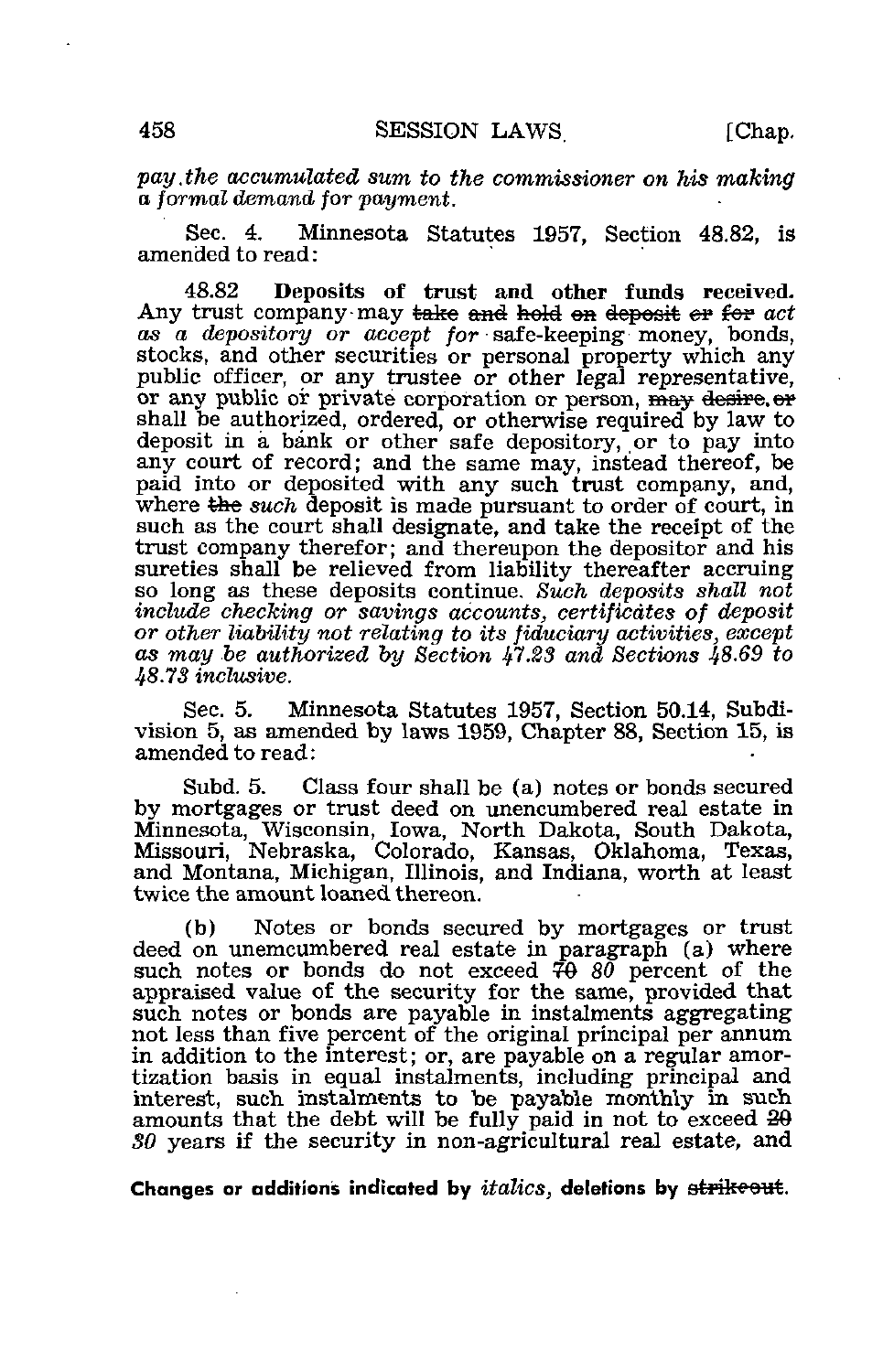*pay the accumulated sum to the commissioner on his making a formal demand for payment.*

Sec. 4. Minnesota Statutes 1957, Section 48.82, is amended to read:

48.82 **Deposits of trust and other funds received.** Any trust company may ~~take and hold on deposit or for~~ *act as a depository or accept for* safe-keeping money, bonds, stocks, and other securities or personal property which any public officer, or any trustee or other legal representative, or any public or private corporation or person, ~~may desire, or~~ shall be authorized, ordered, or otherwise required by law to deposit in a bank or other safe depository, or to pay into any court of record; and the same may, instead thereof, be paid into or deposited with any such trust company, and, where ~~the~~ *such* deposit is made pursuant to order of court, in such as the court shall designate, and take the receipt of the trust company therefor; and thereupon the depositor and his sureties shall be relieved from liability thereafter accruing so long as these deposits continue. *Such deposits shall not include checking or savings accounts, certificates of deposit or other liability not relating to its fiduciary activities, except as may be authorized by Section 47.23 and Sections 48.69 to 48.73 inclusive.*

Sec. 5. Minnesota Statutes 1957, Section 50.14, Subdivision 5, as amended by laws 1959, Chapter 88, Section 15, is amended to read:

Subd. 5. Class four shall be (a) notes or bonds secured by mortgages or trust deed on unencumbered real estate in Minnesota, Wisconsin, Iowa, North Dakota, South Dakota, Missouri, Nebraska, Colorado, Kansas, Oklahoma, Texas, and Montana, Michigan, Illinois, and Indiana, worth at least twice the amount loaned thereon.

(b) Notes or bonds secured by mortgages or trust deed on unemcumbered real estate in paragraph (a) where such notes or bonds do not exceed ~~70~~ *80* percent of the appraised value of the security for the same, provided that such notes or bonds are payable in instalments aggregating not less than five percent of the original principal per annum in addition to the interest; or, are payable on a regular amortization basis in equal instalments, including principal and interest, such instalments to be payable monthly in such amounts that the debt will be fully paid in not to exceed ~~20~~ *30* years if the security in non-agricultural real estate, and

Changes or additions indicated by *italics*, deletions by ~~strikeout~~.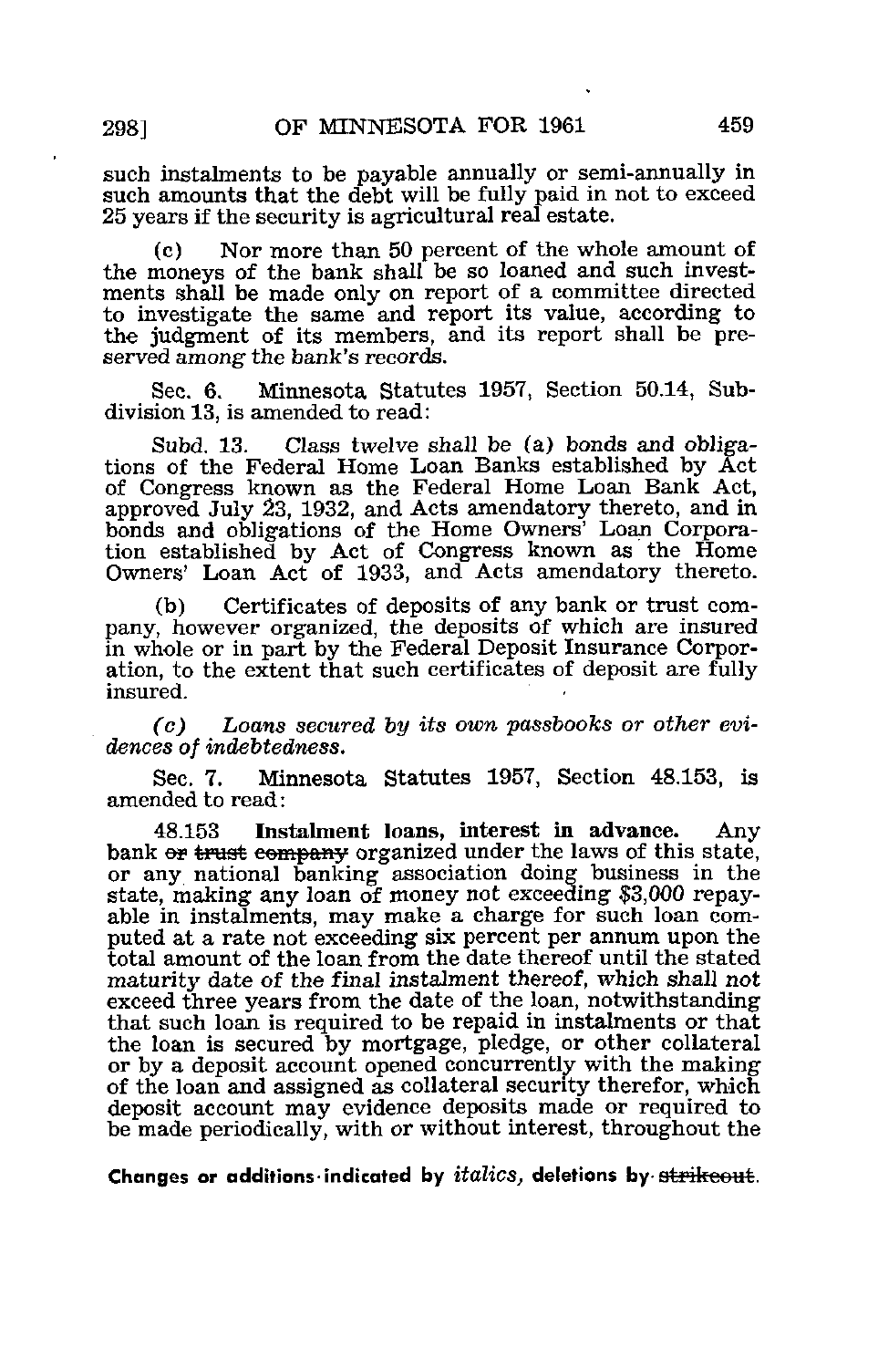such instalments to be payable annually or semi-annually in such amounts that the debt will be fully paid in not to exceed 25 years if the security is agricultural real estate.

(c) Nor more than 50 percent of the whole amount of the moneys of the bank shall be so loaned and such investments shall be made only on report of a committee directed to investigate the same and report its value, according to the judgment of its members, and its report shall be preserved among the bank's records.

Sec. 6. Minnesota Statutes 1957, Section 50.14, Subdivision 13, is amended to read:

Subd. 13. Class twelve shall be (a) bonds and obligations of the Federal Home Loan Banks established by Act of Congress known as the Federal Home Loan Bank Act, approved July 23, 1932, and Acts amendatory thereto, and in bonds and obligations of the Home Owners' Loan Corporation established by Act of Congress known as the Home Owners' Loan Act of 1933, and Acts amendatory thereto.

(b) Certificates of deposits of any bank or trust company, however organized, the deposits of which are insured in whole or in part by the Federal Deposit Insurance Corporation, to the extent that such certificates of deposit are fully insured.

*(c) Loans secured by its own passbooks or other evidences of indebtedness.*

Sec. 7. Minnesota Statutes 1957, Section 48.153, is amended to read:

48.153 **Instalment loans, interest in advance.** Any bank ~~or trust company~~ organized under the laws of this state, or any national banking association doing business in the state, making any loan of money not exceeding *$3,000* repayable in instalments, may make a charge for such loan computed at a rate not exceeding six percent per annum upon the total amount of the loan from the date thereof until the stated maturity date of the final instalment thereof, *which shall not exceed three years from the date of the loan,* notwithstanding that such loan is required to be repaid in instalments or that the loan is secured by mortgage, pledge, or other collateral or by a deposit account opened concurrently with the making of the loan and assigned as collateral security therefor, which deposit account may evidence deposits made or required to be made periodically, with or without interest, throughout the

**Changes or additions indicated by *italics*, deletions by ~~strikeout~~.**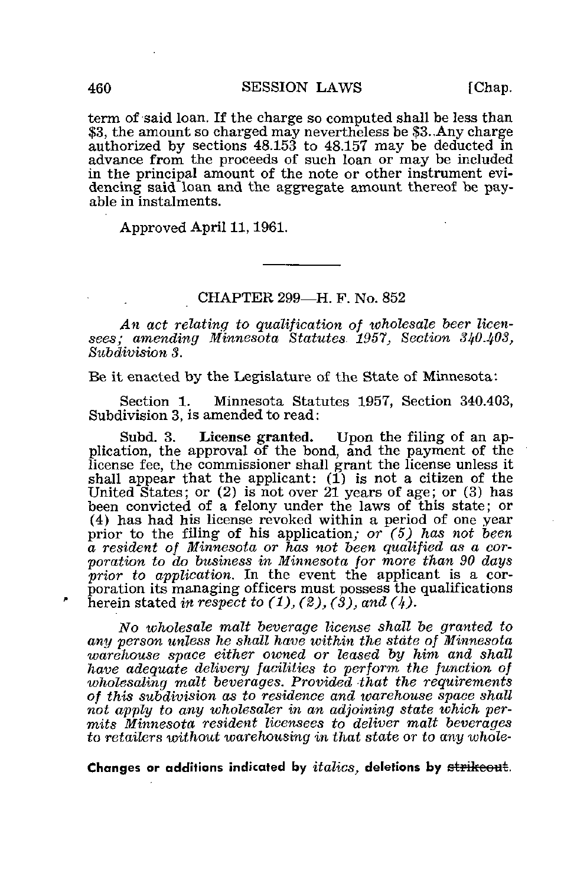term of said loan. If the charge so computed shall be less than $3, the amount so charged may nevertheless be $3. Any charge authorized by sections 48.153 to 48.157 may be deducted in advance from the proceeds of such loan or may be included in the principal amount of the note or other instrument evidencing said loan and the aggregate amount thereof be payable in instalments.

Approved April 11, 1961.

---

## CHAPTER 299—H. F. No. 852

*An act relating to qualification of wholesale beer licensees; amending Minnesota Statutes 1957, Section 340.403, Subdivision 3.*

Be it enacted by the Legislature of the State of Minnesota:

Section 1. Minnesota Statutes 1957, Section 340.403, Subdivision 3, is amended to read:

Subd. 3. **License granted.** Upon the filing of an application, the approval of the bond, and the payment of the license fee, the commissioner shall grant the license unless it shall appear that the applicant: (1) is not a citizen of the United States; or (2) is not over 21 years of age; or (3) has been convicted of a felony under the laws of this state; or (4) has had his license revoked within a period of one year prior to the filing of his application; *or (5) has not been a resident of Minnesota or has not been qualified as a corporation to do business in Minnesota for more than 90 days prior to application.* In the event the applicant is a corporation its managing officers must possess the qualifications herein stated *in respect to (1), (2), (3), and (4).*

*No wholesale malt beverage license shall be granted to any person unless he shall have within the state of Minnesota warehouse space either owned or leased by him and shall have adequate delivery facilities to perform the function of wholesaling malt beverages. Provided that the requirements of this subdivision as to residence and warehouse space shall not apply to any wholesaler in an adjoining state which permits Minnesota resident licensees to deliver malt beverages to retailers without warehousing in that state or to any whole-*

**Changes or additions indicated by** *italics*, **deletions by** ~~strikeout~~.